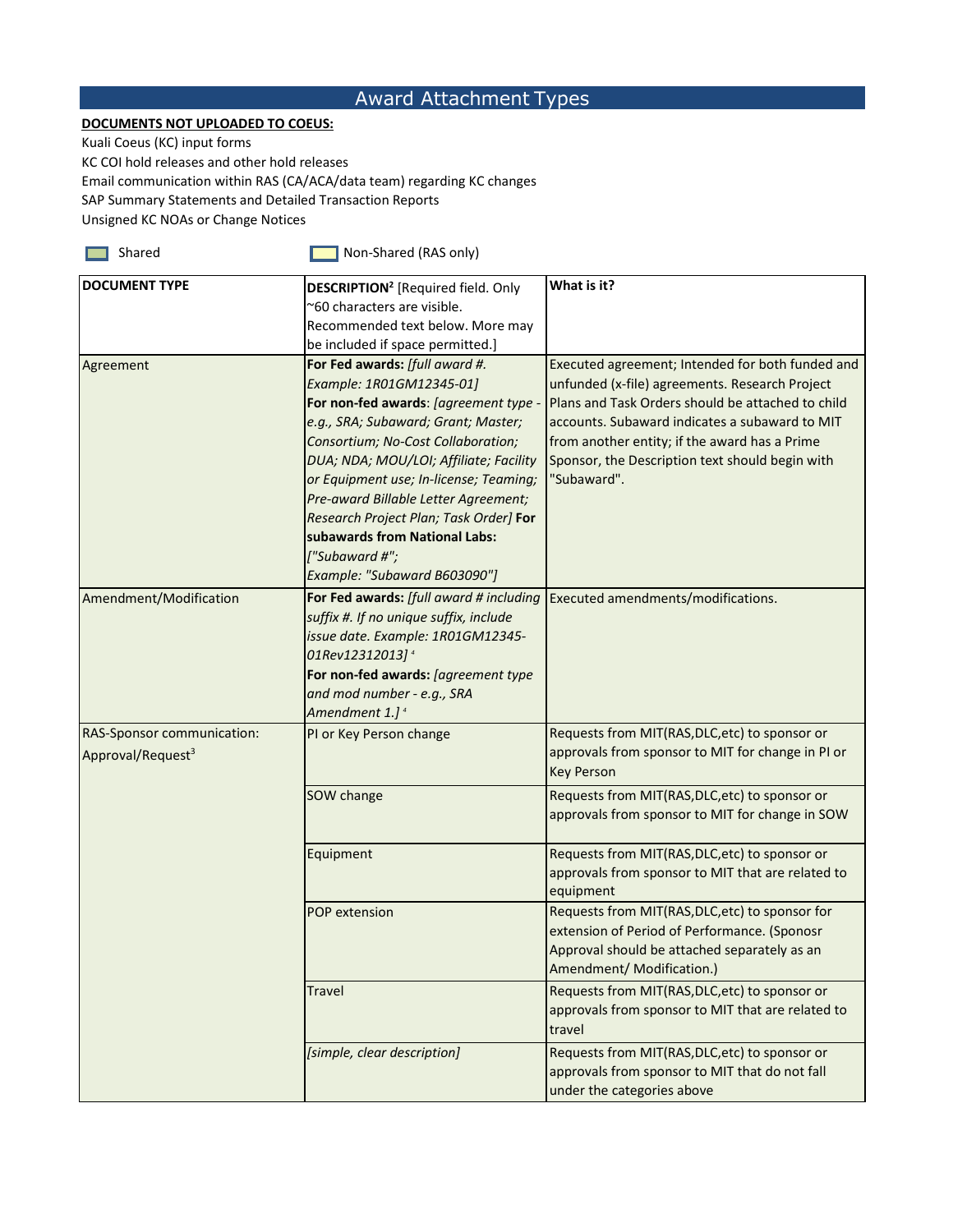# Award Attachment Types

**DOCUMENTS NOT UPLOADED TO COEUS:**

Kuali Coeus (KC) input forms
KC COI hold releases and other hold releases
Email communication within RAS (CA/ACA/data team) regarding KC changes
SAP Summary Statements and Detailed Transaction Reports
Unsigned KC NOAs or Change Notices

Shared | Non-Shared (RAS only)

| DOCUMENT TYPE | DESCRIPTION[2] [Required field. Only ~60 characters are visible. Recommended text below. More may be included if space permitted.] | What is it? |
|---|---|---|
| Agreement | **For Fed awards:** *[full award #. Example: 1R01GM12345-01]* **For non-fed awards**: *[agreement type - e.g., SRA; Subaward; Grant; Master; Consortium; No-Cost Collaboration; DUA; NDA; MOU/LOI; Affiliate; Facility or Equipment use; In-license; Teaming; Pre-award Billable Letter Agreement; Research Project Plan; Task Order]* **For subawards from National Labs:** *["Subaward #"; Example: "Subaward B603090"]* | Executed agreement; Intended for both funded and unfunded (x-file) agreements. Research Project Plans and Task Orders should be attached to child accounts. Subaward indicates a subaward to MIT from another entity; if the award has a Prime Sponsor, the Description text should begin with "Subaward". |
| Amendment/Modification | **For Fed awards:** *[full award # including suffix #. If no unique suffix, include issue date. Example: 1R01GM12345-01Rev12312013]* [4] **For non-fed awards:** *[agreement type and mod number - e.g., SRA Amendment 1.]* [4] | Executed amendments/modifications. |
| RAS-Sponsor communication: Approval/Request[3] | PI or Key Person change | Requests from MIT(RAS,DLC,etc) to sponsor or approvals from sponsor to MIT for change in PI or Key Person |
| | SOW change | Requests from MIT(RAS,DLC,etc) to sponsor or approvals from sponsor to MIT for change in SOW |
| | Equipment | Requests from MIT(RAS,DLC,etc) to sponsor or approvals from sponsor to MIT that are related to equipment |
| | POP extension | Requests from MIT(RAS,DLC,etc) to sponsor for extension of Period of Performance. (Sponosr Approval should be attached separately as an Amendment/ Modification.) |
| | Travel | Requests from MIT(RAS,DLC,etc) to sponsor or approvals from sponsor to MIT that are related to travel |
| | *[simple, clear description]* | Requests from MIT(RAS,DLC,etc) to sponsor or approvals from sponsor to MIT that do not fall under the categories above |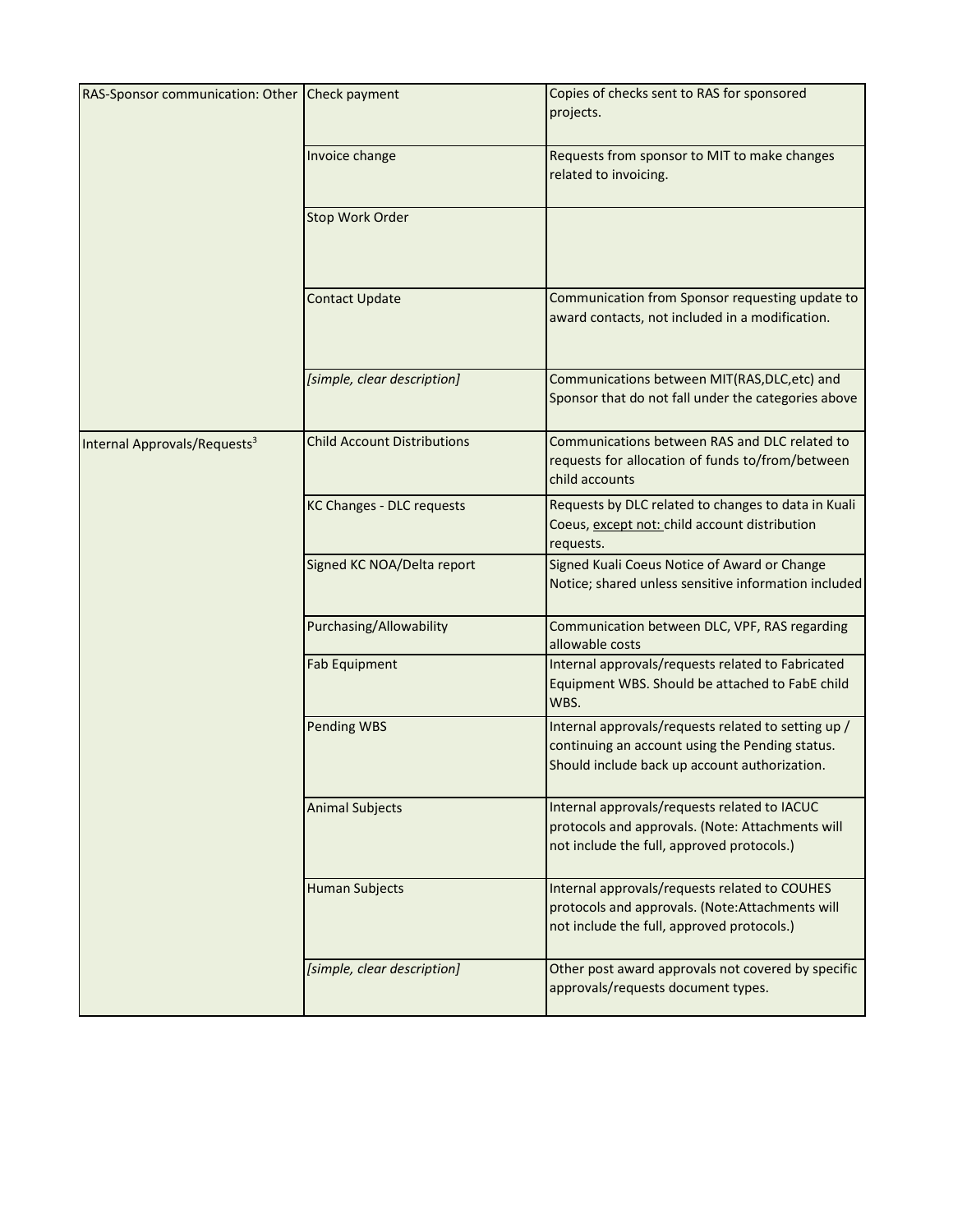| | | |
|---|---|---|
| RAS-Sponsor communication: Other | Check payment | Copies of checks sent to RAS for sponsored projects. |
| | Invoice change | Requests from sponsor to MIT to make changes related to invoicing. |
| | Stop Work Order | |
| | Contact Update | Communication from Sponsor requesting update to award contacts, not included in a modification. |
| | *[simple, clear description]* | Communications between MIT(RAS,DLC,etc) and Sponsor that do not fall under the categories above |
| Internal Approvals/Requests[3] | Child Account Distributions | Communications between RAS and DLC related to requests for allocation of funds to/from/between child accounts |
| | KC Changes - DLC requests | Requests by DLC related to changes to data in Kuali Coeus, except not: child account distribution requests. |
| | Signed KC NOA/Delta report | Signed Kuali Coeus Notice of Award or Change Notice; shared unless sensitive information included |
| | Purchasing/Allowability | Communication between DLC, VPF, RAS regarding allowable costs |
| | Fab Equipment | Internal approvals/requests related to Fabricated Equipment WBS. Should be attached to FabE child WBS. |
| | Pending WBS | Internal approvals/requests related to setting up / continuing an account using the Pending status. Should include back up account authorization. |
| | Animal Subjects | Internal approvals/requests related to IACUC protocols and approvals. (Note: Attachments will not include the full, approved protocols.) |
| | Human Subjects | Internal approvals/requests related to COUHES protocols and approvals. (Note:Attachments will not include the full, approved protocols.) |
| | *[simple, clear description]* | Other post award approvals not covered by specific approvals/requests document types. |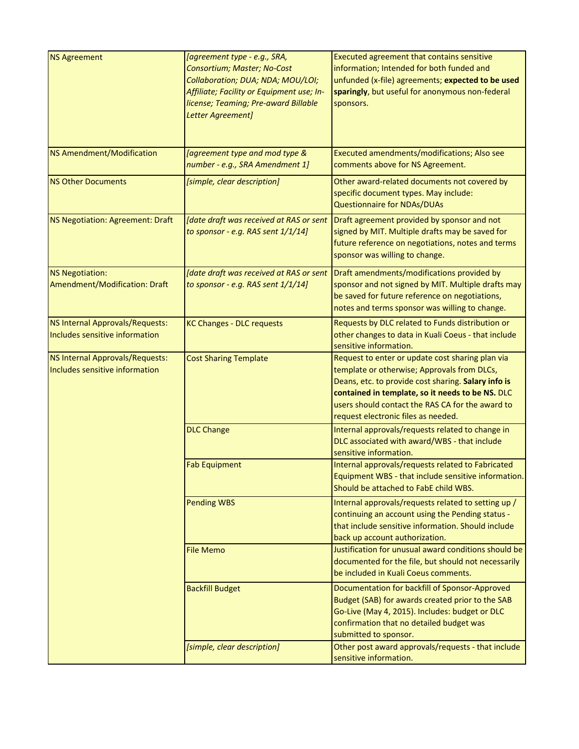| NS Agreement | *[agreement type - e.g., SRA, Consortium; Master; No-Cost Collaboration; DUA; NDA; MOU/LOI; Affiliate; Facility or Equipment use; In-license; Teaming; Pre-award Billable Letter Agreement]* | Executed agreement that contains sensitive information; Intended for both funded and unfunded (x-file) agreements; **expected to be used sparingly**, but useful for anonymous non-federal sponsors. |
|---|---|---|
| NS Amendment/Modification | *[agreement type and mod type & number - e.g., SRA Amendment 1]* | Executed amendments/modifications; Also see comments above for NS Agreement. |
| NS Other Documents | *[simple, clear description]* | Other award-related documents not covered by specific document types. May include: Questionnaire for NDAs/DUAs |
| NS Negotiation: Agreement: Draft | *[date draft was received at RAS or sent to sponsor - e.g. RAS sent 1/1/14]* | Draft agreement provided by sponsor and not signed by MIT. Multiple drafts may be saved for future reference on negotiations, notes and terms sponsor was willing to change. |
| NS Negotiation: Amendment/Modification: Draft | *[date draft was received at RAS or sent to sponsor - e.g. RAS sent 1/1/14]* | Draft amendments/modifications provided by sponsor and not signed by MIT. Multiple drafts may be saved for future reference on negotiations, notes and terms sponsor was willing to change. |
| NS Internal Approvals/Requests: Includes sensitive information | KC Changes - DLC requests | Requests by DLC related to Funds distribution or other changes to data in Kuali Coeus - that include sensitive information. |
| NS Internal Approvals/Requests: Includes sensitive information | Cost Sharing Template | Request to enter or update cost sharing plan via template or otherwise; Approvals from DLCs, Deans, etc. to provide cost sharing. **Salary info is contained in template, so it needs to be NS.** DLC users should contact the RAS CA for the award to request electronic files as needed. |
| | DLC Change | Internal approvals/requests related to change in DLC associated with award/WBS - that include sensitive information. |
| | Fab Equipment | Internal approvals/requests related to Fabricated Equipment WBS - that include sensitive information. Should be attached to FabE child WBS. |
| | Pending WBS | Internal approvals/requests related to setting up / continuing an account using the Pending status - that include sensitive information. Should include back up account authorization. |
| | File Memo | Justification for unusual award conditions should be documented for the file, but should not necessarily be included in Kuali Coeus comments. |
| | Backfill Budget | Documentation for backfill of Sponsor-Approved Budget (SAB) for awards created prior to the SAB Go-Live (May 4, 2015). Includes: budget or DLC confirmation that no detailed budget was submitted to sponsor. |
| | *[simple, clear description]* | Other post award approvals/requests - that include sensitive information. |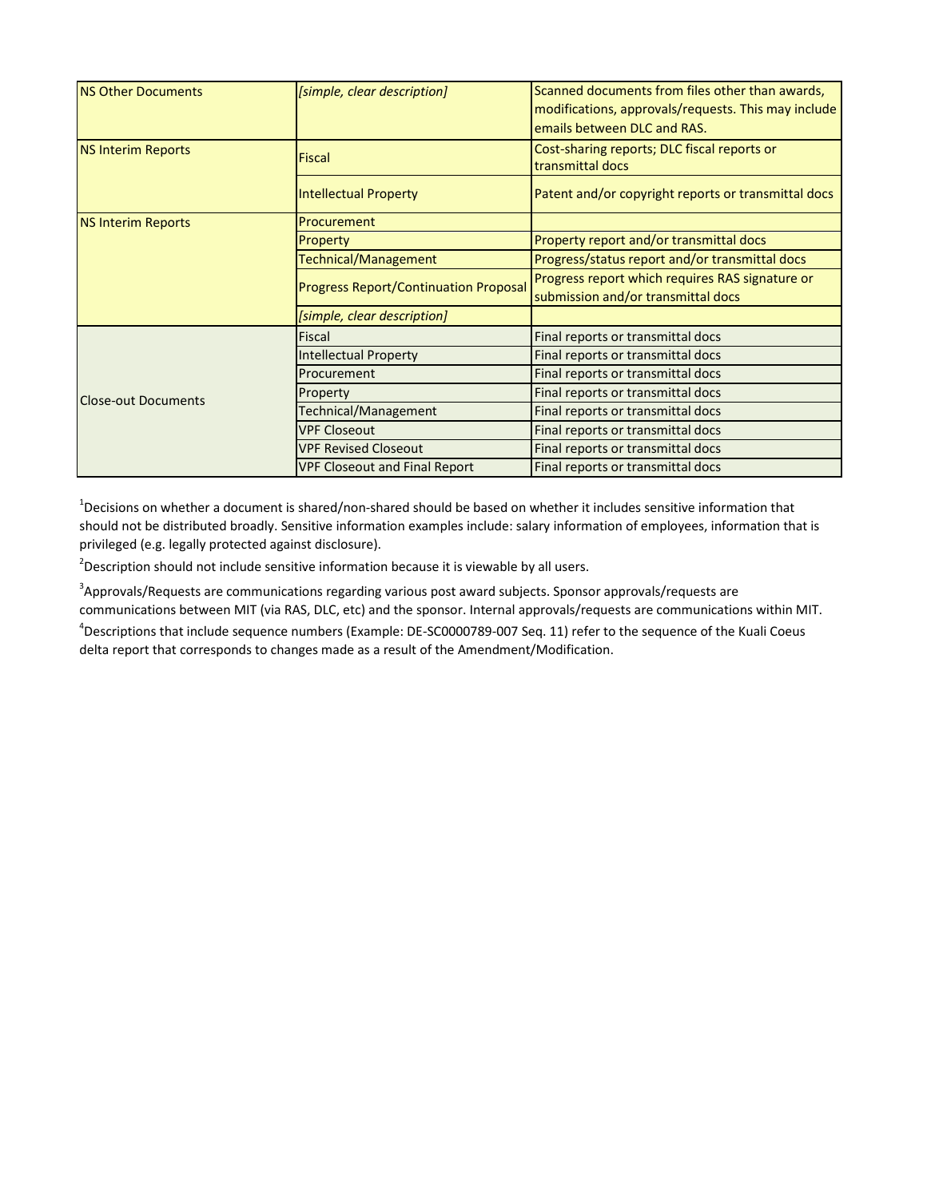| | | |
|---|---|---|
| NS Other Documents | *[simple, clear description]* | Scanned documents from files other than awards, modifications, approvals/requests. This may include emails between DLC and RAS. |
| NS Interim Reports | Fiscal | Cost-sharing reports; DLC fiscal reports or transmittal docs |
| | Intellectual Property | Patent and/or copyright reports or transmittal docs |
| NS Interim Reports | Procurement | |
| | Property | Property report and/or transmittal docs |
| | Technical/Management | Progress/status report and/or transmittal docs |
| | Progress Report/Continuation Proposal | Progress report which requires RAS signature or submission and/or transmittal docs |
| | *[simple, clear description]* | |
| Close-out Documents | Fiscal | Final reports or transmittal docs |
| | Intellectual Property | Final reports or transmittal docs |
| | Procurement | Final reports or transmittal docs |
| | Property | Final reports or transmittal docs |
| | Technical/Management | Final reports or transmittal docs |
| | VPF Closeout | Final reports or transmittal docs |
| | VPF Revised Closeout | Final reports or transmittal docs |
| | VPF Closeout and Final Report | Final reports or transmittal docs |

[1]Decisions on whether a document is shared/non-shared should be based on whether it includes sensitive information that should not be distributed broadly. Sensitive information examples include: salary information of employees, information that is privileged (e.g. legally protected against disclosure).

[2]Description should not include sensitive information because it is viewable by all users.

[3]Approvals/Requests are communications regarding various post award subjects. Sponsor approvals/requests are communications between MIT (via RAS, DLC, etc) and the sponsor. Internal approvals/requests are communications within MIT.

[4]Descriptions that include sequence numbers (Example: DE-SC0000789-007 Seq. 11) refer to the sequence of the Kuali Coeus delta report that corresponds to changes made as a result of the Amendment/Modification.